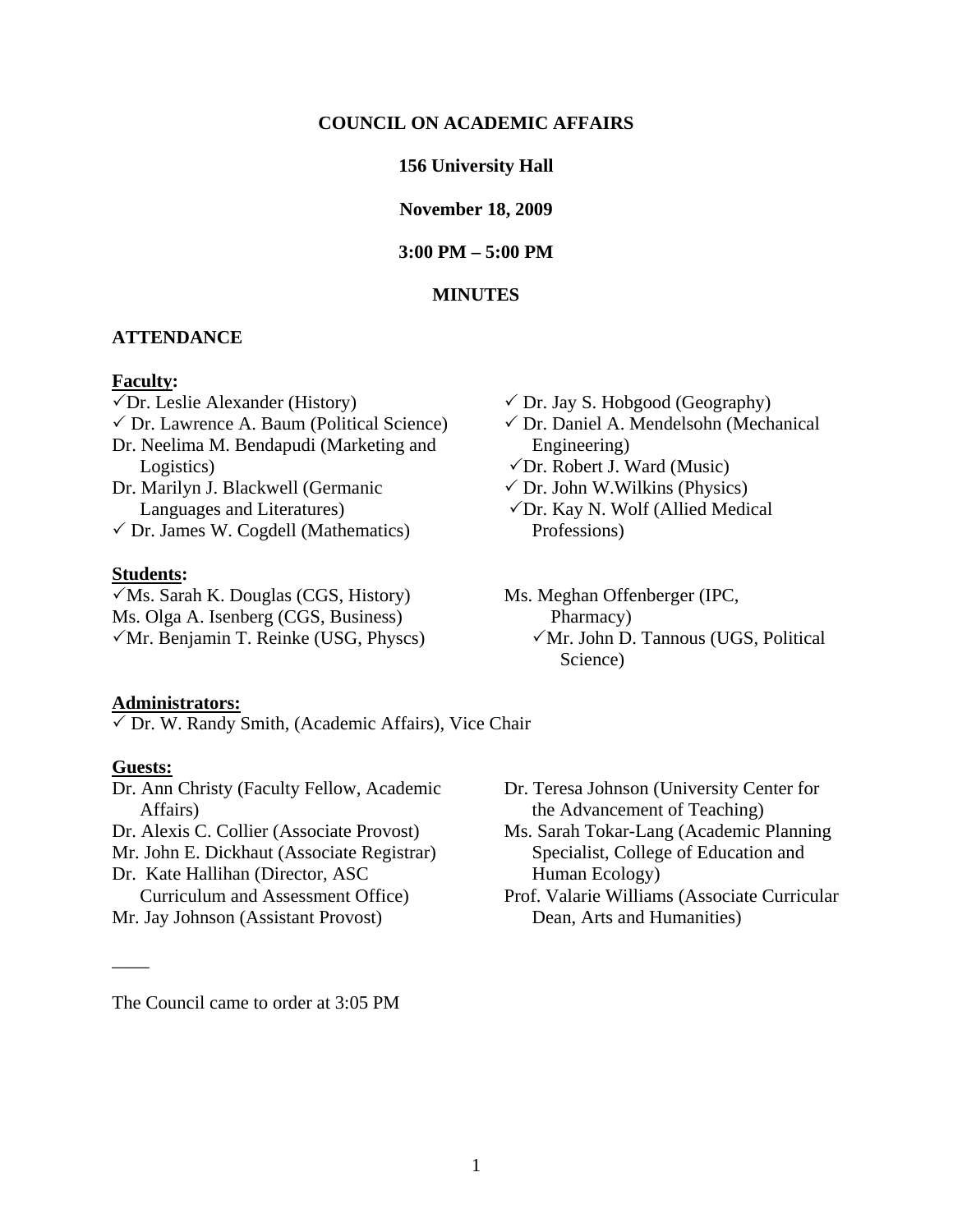**COUNCIL ON ACADEMIC AFFAIRS**

**156 University Hall**

**November 18, 2009**

**3:00 PM – 5:00 PM**

**MINUTES**

**ATTENDANCE**

**Faculty:**

- ✓Dr. Leslie Alexander (History)
- ✓ Dr. Lawrence A. Baum (Political Science)
- Dr. Neelima M. Bendapudi (Marketing and Logistics)
- Dr. Marilyn J. Blackwell (Germanic Languages and Literatures)
- ✓ Dr. James W. Cogdell (Mathematics)
- ✓ Dr. Jay S. Hobgood (Geography)
- ✓ Dr. Daniel A. Mendelsohn (Mechanical Engineering)
- ✓Dr. Robert J. Ward (Music)
- ✓ Dr. John W.Wilkins (Physics)
- ✓Dr. Kay N. Wolf (Allied Medical Professions)

**Students:**

- ✓Ms. Sarah K. Douglas (CGS, History)
- Ms. Olga A. Isenberg (CGS, Business)
- ✓Mr. Benjamin T. Reinke (USG, Physcs)
- Ms. Meghan Offenberger (IPC, Pharmacy)
- ✓Mr. John D. Tannous (UGS, Political Science)

**Administrators:**

- ✓ Dr. W. Randy Smith, (Academic Affairs), Vice Chair

**Guests:**

- Dr. Ann Christy (Faculty Fellow, Academic Affairs)
- Dr. Alexis C. Collier (Associate Provost)
- Mr. John E. Dickhaut (Associate Registrar)
- Dr. Kate Hallihan (Director, ASC Curriculum and Assessment Office)
- Mr. Jay Johnson (Assistant Provost)
- Dr. Teresa Johnson (University Center for the Advancement of Teaching)
- Ms. Sarah Tokar-Lang (Academic Planning Specialist, College of Education and Human Ecology)
- Prof. Valarie Williams (Associate Curricular Dean, Arts and Humanities)

____

The Council came to order at 3:05 PM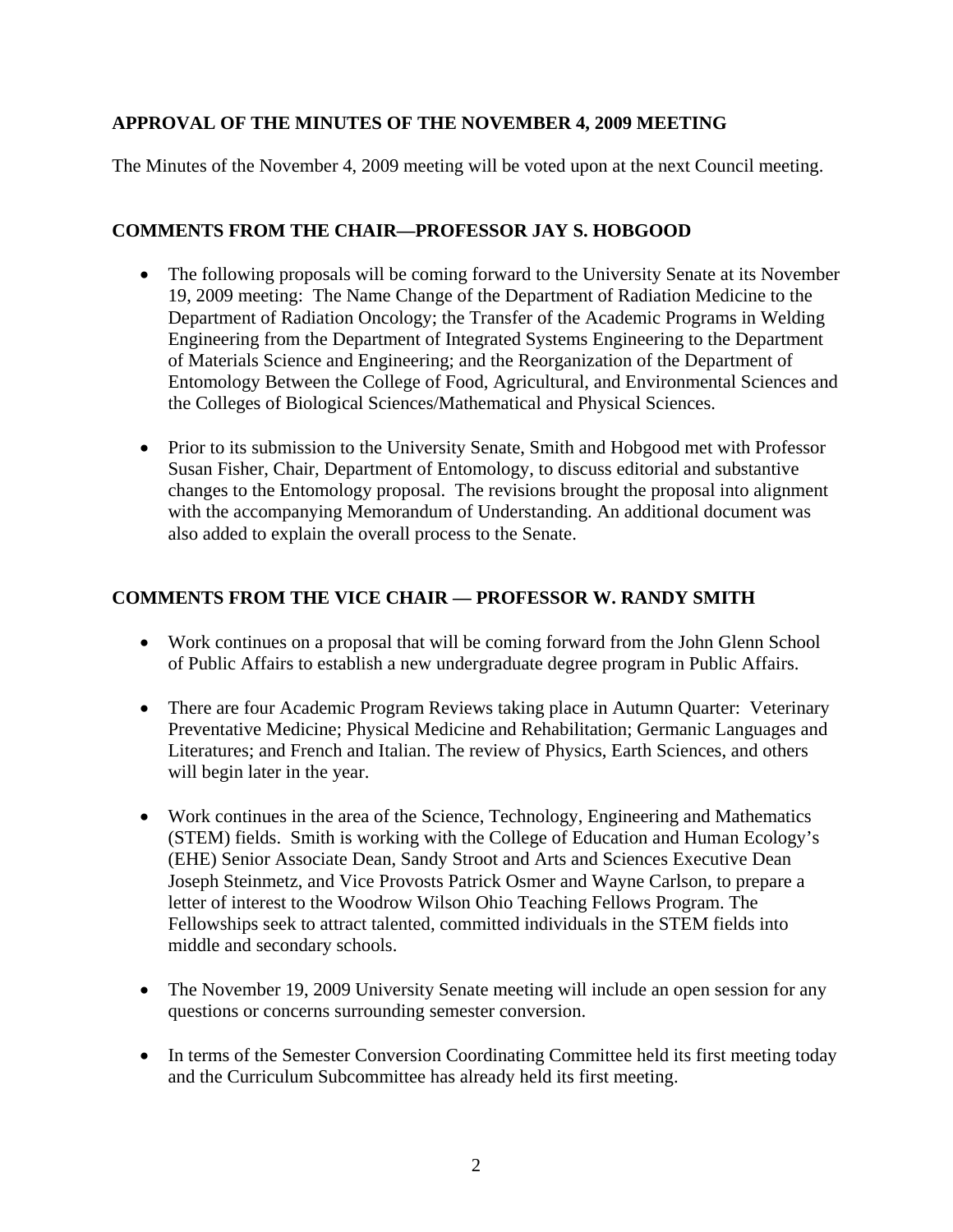## APPROVAL OF THE MINUTES OF THE NOVEMBER 4, 2009 MEETING

The Minutes of the November 4, 2009 meeting will be voted upon at the next Council meeting.

## COMMENTS FROM THE CHAIR—PROFESSOR JAY S. HOBGOOD

- The following proposals will be coming forward to the University Senate at its November 19, 2009 meeting: The Name Change of the Department of Radiation Medicine to the Department of Radiation Oncology; the Transfer of the Academic Programs in Welding Engineering from the Department of Integrated Systems Engineering to the Department of Materials Science and Engineering; and the Reorganization of the Department of Entomology Between the College of Food, Agricultural, and Environmental Sciences and the Colleges of Biological Sciences/Mathematical and Physical Sciences.

- Prior to its submission to the University Senate, Smith and Hobgood met with Professor Susan Fisher, Chair, Department of Entomology, to discuss editorial and substantive changes to the Entomology proposal. The revisions brought the proposal into alignment with the accompanying Memorandum of Understanding. An additional document was also added to explain the overall process to the Senate.

## COMMENTS FROM THE VICE CHAIR — PROFESSOR W. RANDY SMITH

- Work continues on a proposal that will be coming forward from the John Glenn School of Public Affairs to establish a new undergraduate degree program in Public Affairs.

- There are four Academic Program Reviews taking place in Autumn Quarter: Veterinary Preventative Medicine; Physical Medicine and Rehabilitation; Germanic Languages and Literatures; and French and Italian. The review of Physics, Earth Sciences, and others will begin later in the year.

- Work continues in the area of the Science, Technology, Engineering and Mathematics (STEM) fields. Smith is working with the College of Education and Human Ecology's (EHE) Senior Associate Dean, Sandy Stroot and Arts and Sciences Executive Dean Joseph Steinmetz, and Vice Provosts Patrick Osmer and Wayne Carlson, to prepare a letter of interest to the Woodrow Wilson Ohio Teaching Fellows Program. The Fellowships seek to attract talented, committed individuals in the STEM fields into middle and secondary schools.

- The November 19, 2009 University Senate meeting will include an open session for any questions or concerns surrounding semester conversion.

- In terms of the Semester Conversion Coordinating Committee held its first meeting today and the Curriculum Subcommittee has already held its first meeting.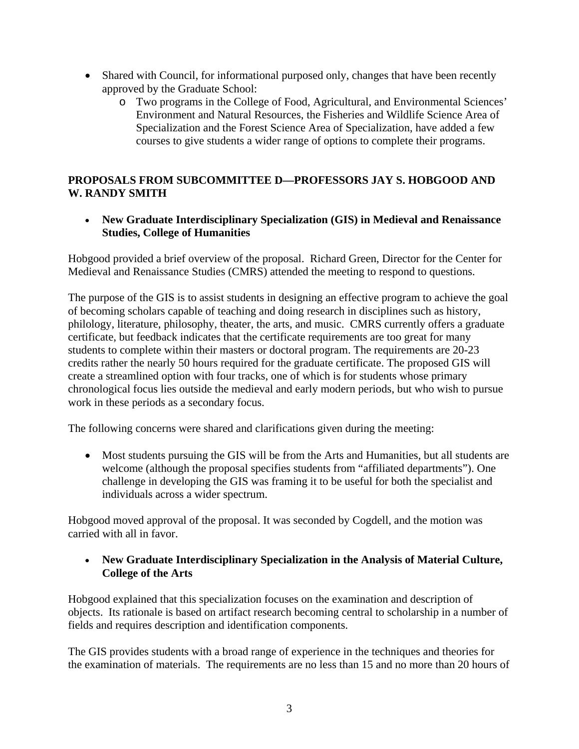- Shared with Council, for informational purposed only, changes that have been recently approved by the Graduate School:
    - Two programs in the College of Food, Agricultural, and Environmental Sciences' Environment and Natural Resources, the Fisheries and Wildlife Science Area of Specialization and the Forest Science Area of Specialization, have added a few courses to give students a wider range of options to complete their programs.

**PROPOSALS FROM SUBCOMMITTEE D—PROFESSORS JAY S. HOBGOOD AND W. RANDY SMITH**

- **New Graduate Interdisciplinary Specialization (GIS) in Medieval and Renaissance Studies, College of Humanities**

Hobgood provided a brief overview of the proposal. Richard Green, Director for the Center for Medieval and Renaissance Studies (CMRS) attended the meeting to respond to questions.

The purpose of the GIS is to assist students in designing an effective program to achieve the goal of becoming scholars capable of teaching and doing research in disciplines such as history, philology, literature, philosophy, theater, the arts, and music. CMRS currently offers a graduate certificate, but feedback indicates that the certificate requirements are too great for many students to complete within their masters or doctoral program. The requirements are 20-23 credits rather the nearly 50 hours required for the graduate certificate. The proposed GIS will create a streamlined option with four tracks, one of which is for students whose primary chronological focus lies outside the medieval and early modern periods, but who wish to pursue work in these periods as a secondary focus.

The following concerns were shared and clarifications given during the meeting:

- Most students pursuing the GIS will be from the Arts and Humanities, but all students are welcome (although the proposal specifies students from "affiliated departments"). One challenge in developing the GIS was framing it to be useful for both the specialist and individuals across a wider spectrum.

Hobgood moved approval of the proposal. It was seconded by Cogdell, and the motion was carried with all in favor.

- **New Graduate Interdisciplinary Specialization in the Analysis of Material Culture, College of the Arts**

Hobgood explained that this specialization focuses on the examination and description of objects. Its rationale is based on artifact research becoming central to scholarship in a number of fields and requires description and identification components.

The GIS provides students with a broad range of experience in the techniques and theories for the examination of materials. The requirements are no less than 15 and no more than 20 hours of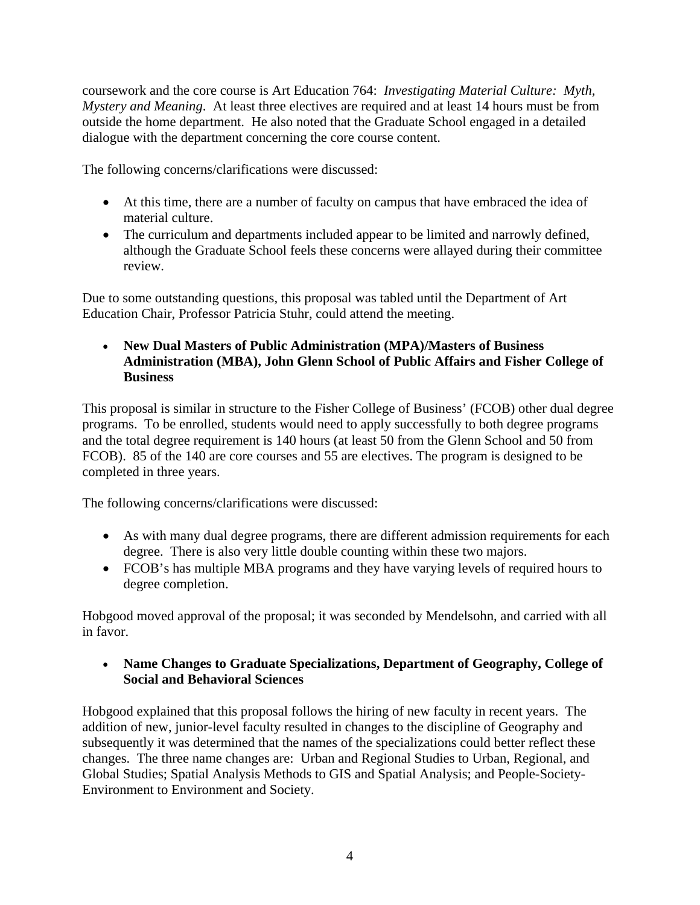coursework and the core course is Art Education 764: *Investigating Material Culture: Myth, Mystery and Meaning.* At least three electives are required and at least 14 hours must be from outside the home department. He also noted that the Graduate School engaged in a detailed dialogue with the department concerning the core course content.

The following concerns/clarifications were discussed:

- At this time, there are a number of faculty on campus that have embraced the idea of material culture.
- The curriculum and departments included appear to be limited and narrowly defined, although the Graduate School feels these concerns were allayed during their committee review.

Due to some outstanding questions, this proposal was tabled until the Department of Art Education Chair, Professor Patricia Stuhr, could attend the meeting.

- **New Dual Masters of Public Administration (MPA)/Masters of Business Administration (MBA), John Glenn School of Public Affairs and Fisher College of Business**

This proposal is similar in structure to the Fisher College of Business' (FCOB) other dual degree programs. To be enrolled, students would need to apply successfully to both degree programs and the total degree requirement is 140 hours (at least 50 from the Glenn School and 50 from FCOB). 85 of the 140 are core courses and 55 are electives. The program is designed to be completed in three years.

The following concerns/clarifications were discussed:

- As with many dual degree programs, there are different admission requirements for each degree. There is also very little double counting within these two majors.
- FCOB's has multiple MBA programs and they have varying levels of required hours to degree completion.

Hobgood moved approval of the proposal; it was seconded by Mendelsohn, and carried with all in favor.

- **Name Changes to Graduate Specializations, Department of Geography, College of Social and Behavioral Sciences**

Hobgood explained that this proposal follows the hiring of new faculty in recent years. The addition of new, junior-level faculty resulted in changes to the discipline of Geography and subsequently it was determined that the names of the specializations could better reflect these changes. The three name changes are: Urban and Regional Studies to Urban, Regional, and Global Studies; Spatial Analysis Methods to GIS and Spatial Analysis; and People-Society-Environment to Environment and Society.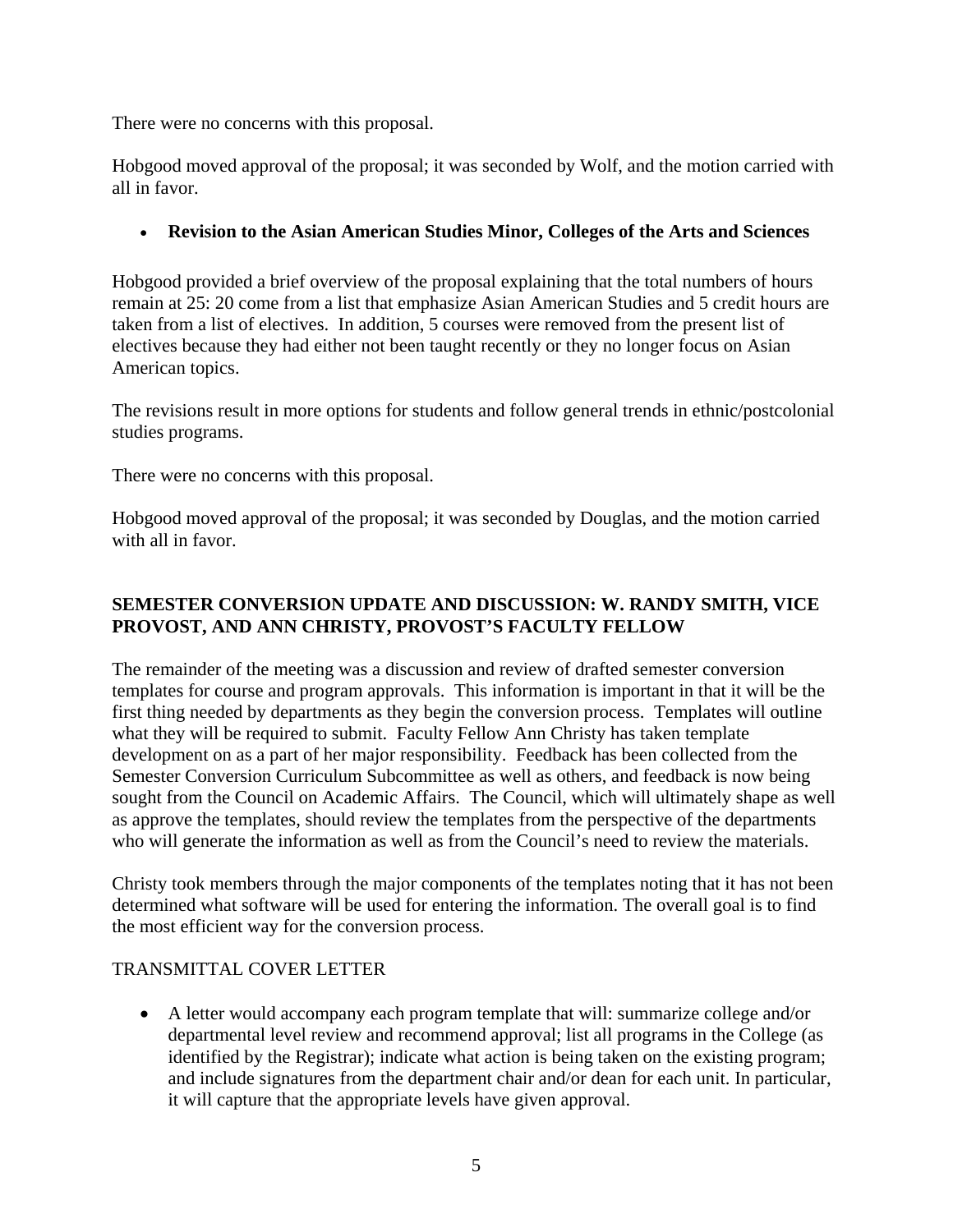There were no concerns with this proposal.

Hobgood moved approval of the proposal; it was seconded by Wolf, and the motion carried with all in favor.

- **Revision to the Asian American Studies Minor, Colleges of the Arts and Sciences**

Hobgood provided a brief overview of the proposal explaining that the total numbers of hours remain at 25: 20 come from a list that emphasize Asian American Studies and 5 credit hours are taken from a list of electives. In addition, 5 courses were removed from the present list of electives because they had either not been taught recently or they no longer focus on Asian American topics.

The revisions result in more options for students and follow general trends in ethnic/postcolonial studies programs.

There were no concerns with this proposal.

Hobgood moved approval of the proposal; it was seconded by Douglas, and the motion carried with all in favor.

**SEMESTER CONVERSION UPDATE AND DISCUSSION: W. RANDY SMITH, VICE PROVOST, AND ANN CHRISTY, PROVOST'S FACULTY FELLOW**

The remainder of the meeting was a discussion and review of drafted semester conversion templates for course and program approvals. This information is important in that it will be the first thing needed by departments as they begin the conversion process. Templates will outline what they will be required to submit. Faculty Fellow Ann Christy has taken template development on as a part of her major responsibility. Feedback has been collected from the Semester Conversion Curriculum Subcommittee as well as others, and feedback is now being sought from the Council on Academic Affairs. The Council, which will ultimately shape as well as approve the templates, should review the templates from the perspective of the departments who will generate the information as well as from the Council's need to review the materials.

Christy took members through the major components of the templates noting that it has not been determined what software will be used for entering the information. The overall goal is to find the most efficient way for the conversion process.

TRANSMITTAL COVER LETTER

- A letter would accompany each program template that will: summarize college and/or departmental level review and recommend approval; list all programs in the College (as identified by the Registrar); indicate what action is being taken on the existing program; and include signatures from the department chair and/or dean for each unit. In particular, it will capture that the appropriate levels have given approval.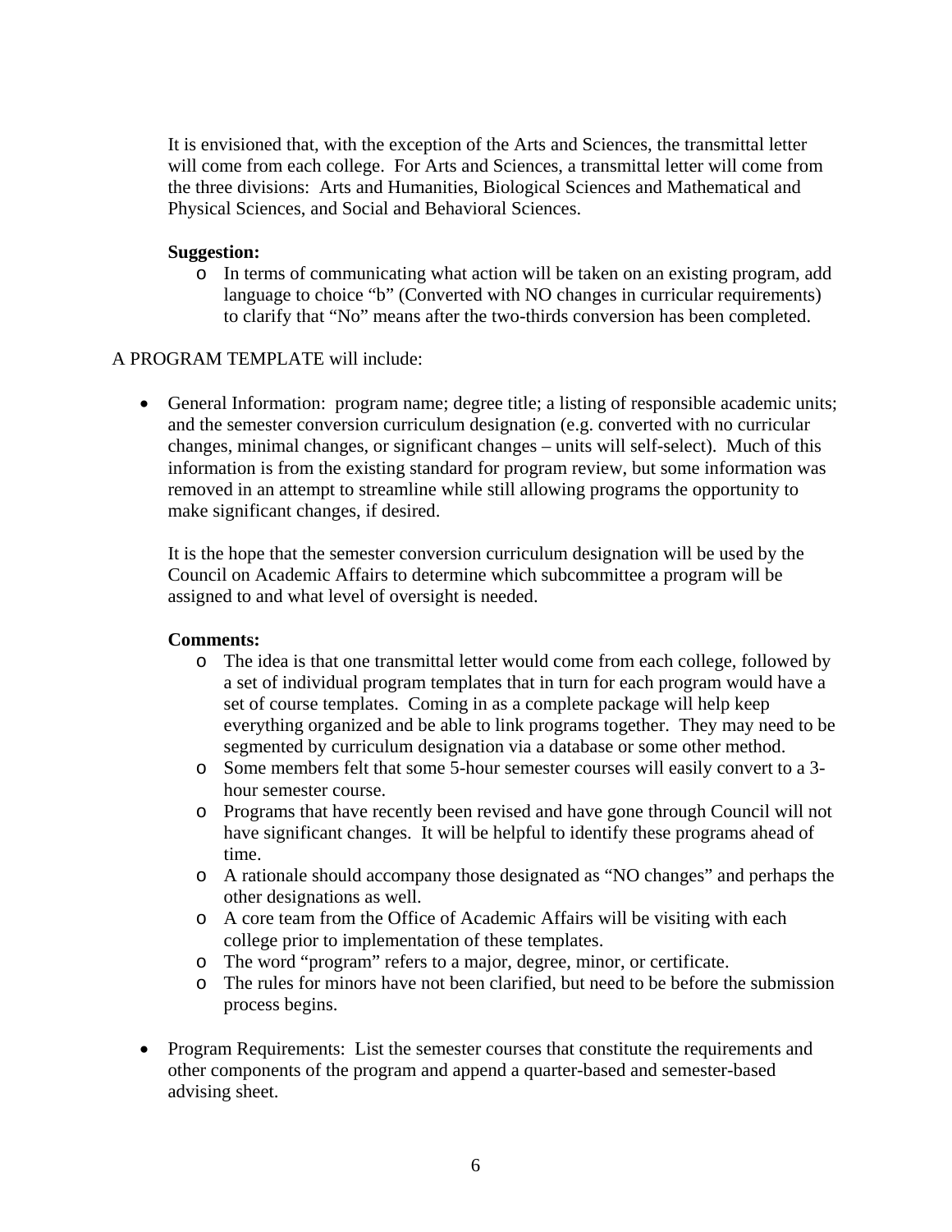It is envisioned that, with the exception of the Arts and Sciences, the transmittal letter will come from each college. For Arts and Sciences, a transmittal letter will come from the three divisions: Arts and Humanities, Biological Sciences and Mathematical and Physical Sciences, and Social and Behavioral Sciences.

**Suggestion:**

- In terms of communicating what action will be taken on an existing program, add language to choice "b" (Converted with NO changes in curricular requirements) to clarify that "No" means after the two-thirds conversion has been completed.

A PROGRAM TEMPLATE will include:

- General Information: program name; degree title; a listing of responsible academic units; and the semester conversion curriculum designation (e.g. converted with no curricular changes, minimal changes, or significant changes – units will self-select). Much of this information is from the existing standard for program review, but some information was removed in an attempt to streamline while still allowing programs the opportunity to make significant changes, if desired.

  It is the hope that the semester conversion curriculum designation will be used by the Council on Academic Affairs to determine which subcommittee a program will be assigned to and what level of oversight is needed.

  **Comments:**

  - The idea is that one transmittal letter would come from each college, followed by a set of individual program templates that in turn for each program would have a set of course templates. Coming in as a complete package will help keep everything organized and be able to link programs together. They may need to be segmented by curriculum designation via a database or some other method.
  - Some members felt that some 5-hour semester courses will easily convert to a 3-hour semester course.
  - Programs that have recently been revised and have gone through Council will not have significant changes. It will be helpful to identify these programs ahead of time.
  - A rationale should accompany those designated as "NO changes" and perhaps the other designations as well.
  - A core team from the Office of Academic Affairs will be visiting with each college prior to implementation of these templates.
  - The word "program" refers to a major, degree, minor, or certificate.
  - The rules for minors have not been clarified, but need to be before the submission process begins.

- Program Requirements: List the semester courses that constitute the requirements and other components of the program and append a quarter-based and semester-based advising sheet.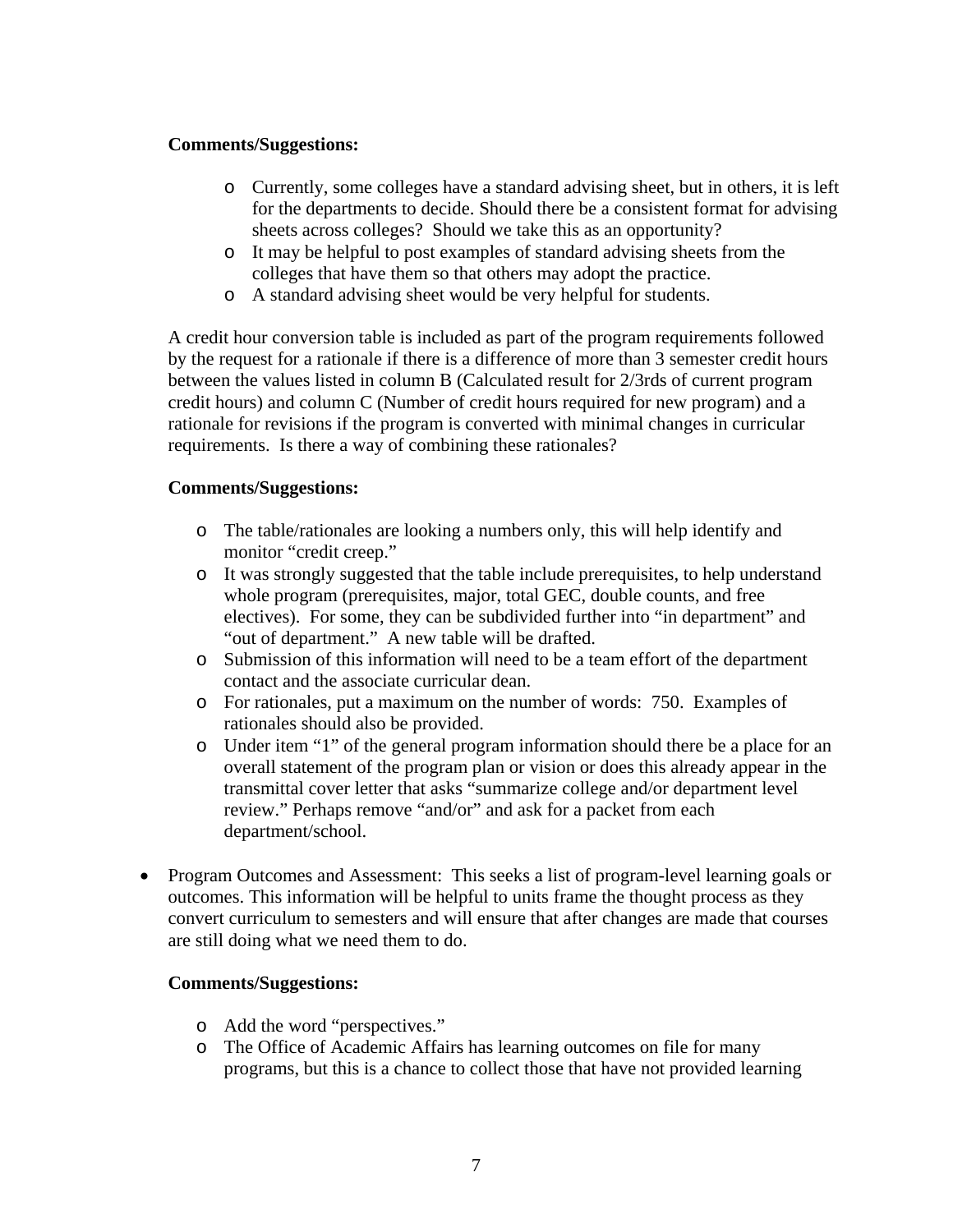**Comments/Suggestions:**

- Currently, some colleges have a standard advising sheet, but in others, it is left for the departments to decide. Should there be a consistent format for advising sheets across colleges? Should we take this as an opportunity?
- It may be helpful to post examples of standard advising sheets from the colleges that have them so that others may adopt the practice.
- A standard advising sheet would be very helpful for students.

A credit hour conversion table is included as part of the program requirements followed by the request for a rationale if there is a difference of more than 3 semester credit hours between the values listed in column B (Calculated result for 2/3rds of current program credit hours) and column C (Number of credit hours required for new program) and a rationale for revisions if the program is converted with minimal changes in curricular requirements. Is there a way of combining these rationales?

**Comments/Suggestions:**

- The table/rationales are looking a numbers only, this will help identify and monitor "credit creep."
- It was strongly suggested that the table include prerequisites, to help understand whole program (prerequisites, major, total GEC, double counts, and free electives). For some, they can be subdivided further into "in department" and "out of department." A new table will be drafted.
- Submission of this information will need to be a team effort of the department contact and the associate curricular dean.
- For rationales, put a maximum on the number of words: 750. Examples of rationales should also be provided.
- Under item "1" of the general program information should there be a place for an overall statement of the program plan or vision or does this already appear in the transmittal cover letter that asks "summarize college and/or department level review." Perhaps remove "and/or" and ask for a packet from each department/school.

- Program Outcomes and Assessment: This seeks a list of program-level learning goals or outcomes. This information will be helpful to units frame the thought process as they convert curriculum to semesters and will ensure that after changes are made that courses are still doing what we need them to do.

  **Comments/Suggestions:**

  - Add the word "perspectives."
  - The Office of Academic Affairs has learning outcomes on file for many programs, but this is a chance to collect those that have not provided learning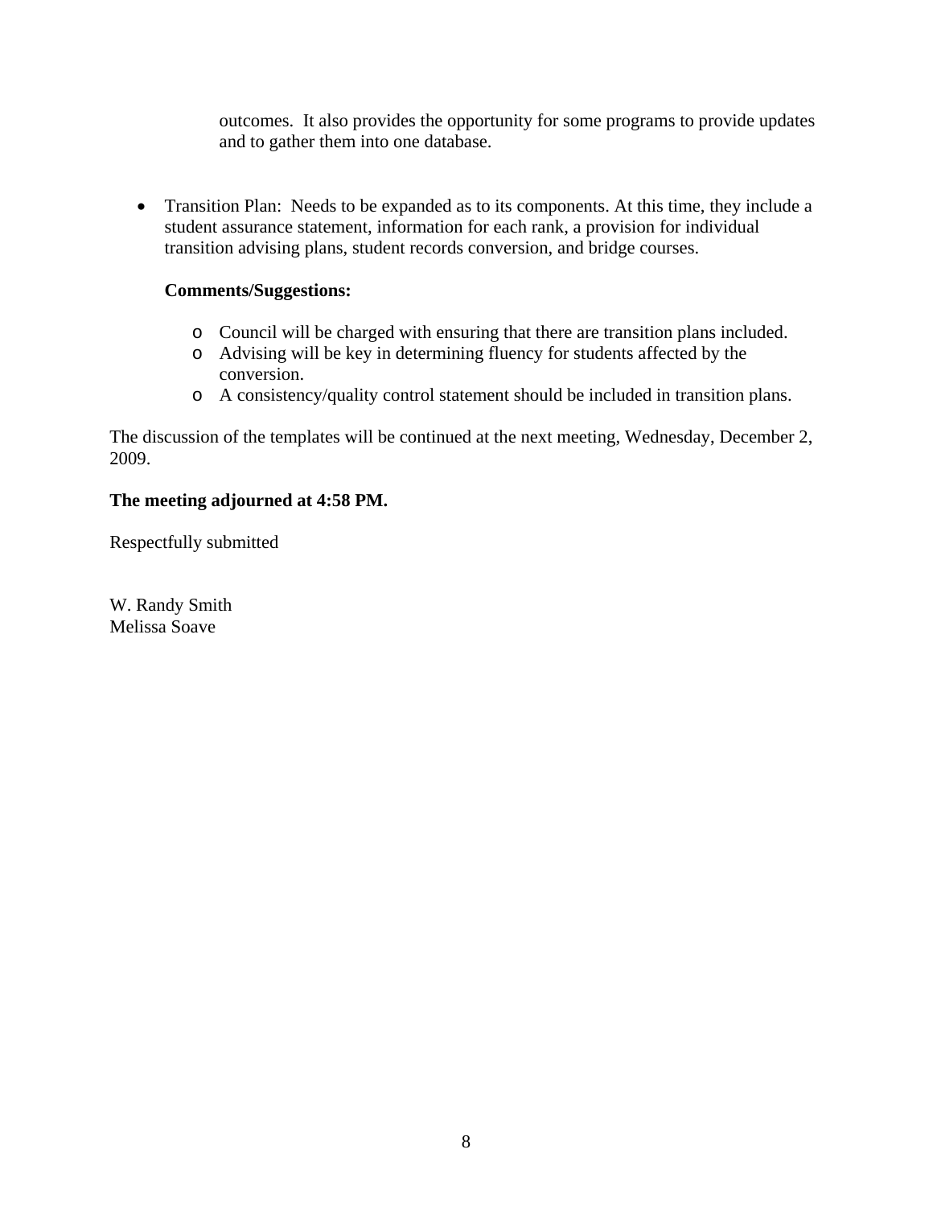outcomes.  It also provides the opportunity for some programs to provide updates and to gather them into one database.

- Transition Plan:  Needs to be expanded as to its components. At this time, they include a student assurance statement, information for each rank, a provision for individual transition advising plans, student records conversion, and bridge courses.

  **Comments/Suggestions:**

  - Council will be charged with ensuring that there are transition plans included.
  - Advising will be key in determining fluency for students affected by the conversion.
  - A consistency/quality control statement should be included in transition plans.

The discussion of the templates will be continued at the next meeting, Wednesday, December 2, 2009.

**The meeting adjourned at 4:58 PM.**

Respectfully submitted

W. Randy Smith  
Melissa Soave